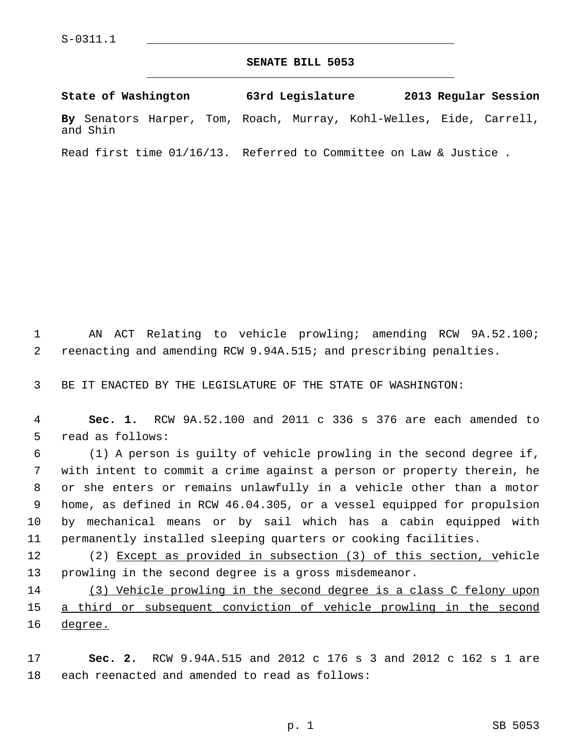S-0311.1

# SENATE BILL 5053

**State of Washington 63rd Legislature 2013 Regular Session**

**By** Senators Harper, Tom, Roach, Murray, Kohl-Welles, Eide, Carrell, and Shin

Read first time 01/16/13. Referred to Committee on Law & Justice .

AN ACT Relating to vehicle prowling; amending RCW 9A.52.100; reenacting and amending RCW 9.94A.515; and prescribing penalties.

BE IT ENACTED BY THE LEGISLATURE OF THE STATE OF WASHINGTON:

**Sec. 1.** RCW 9A.52.100 and 2011 c 336 s 376 are each amended to read as follows:

(1) A person is guilty of vehicle prowling in the second degree if, with intent to commit a crime against a person or property therein, he or she enters or remains unlawfully in a vehicle other than a motor home, as defined in RCW 46.04.305, or a vessel equipped for propulsion by mechanical means or by sail which has a cabin equipped with permanently installed sleeping quarters or cooking facilities.

(2) <u>Except as provided in subsection (3) of this section, v</u>ehicle prowling in the second degree is a gross misdemeanor.

<u>(3) Vehicle prowling in the second degree is a class C felony upon a third or subsequent conviction of vehicle prowling in the second degree.</u>

**Sec. 2.** RCW 9.94A.515 and 2012 c 176 s 3 and 2012 c 162 s 1 are each reenacted and amended to read as follows: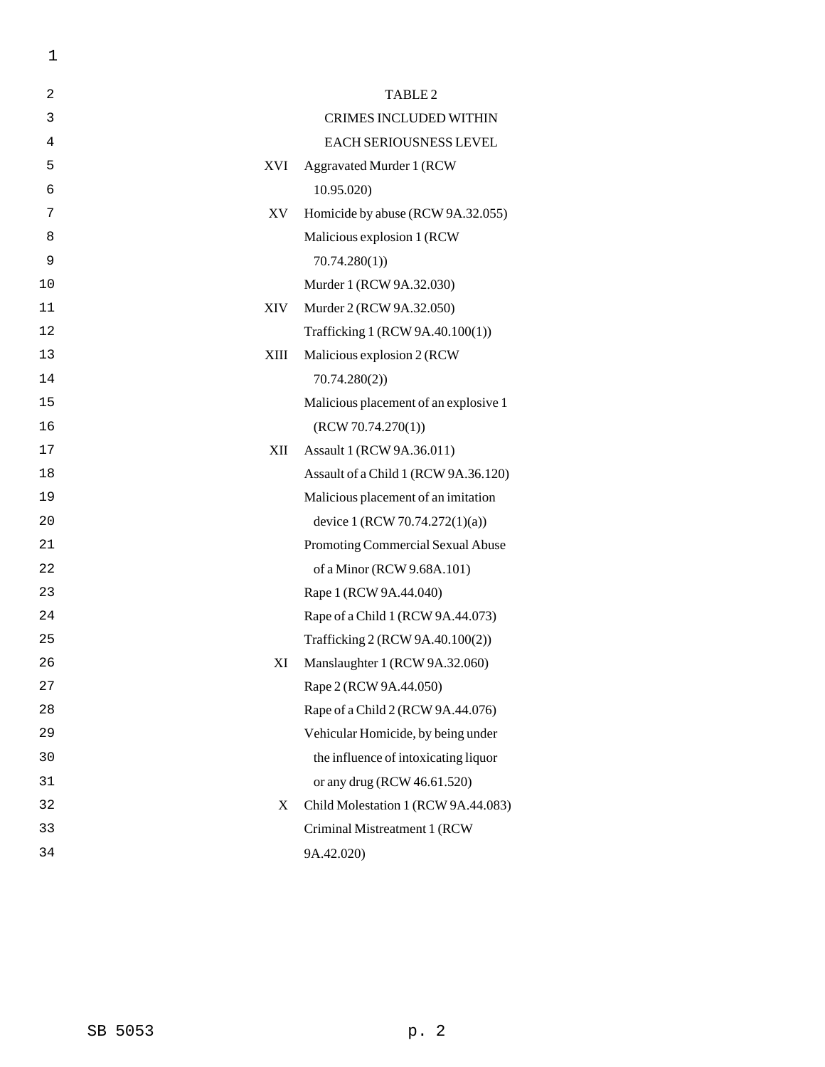TABLE 2

CRIMES INCLUDED WITHIN EACH SERIOUSNESS LEVEL

| | |
|---|---|
| XVI | Aggravated Murder 1 (RCW 10.95.020) |
| XV | Homicide by abuse (RCW 9A.32.055) |
| | Malicious explosion 1 (RCW 70.74.280(1)) |
| | Murder 1 (RCW 9A.32.030) |
| XIV | Murder 2 (RCW 9A.32.050) |
| | Trafficking 1 (RCW 9A.40.100(1)) |
| XIII | Malicious explosion 2 (RCW 70.74.280(2)) |
| | Malicious placement of an explosive 1 (RCW 70.74.270(1)) |
| XII | Assault 1 (RCW 9A.36.011) |
| | Assault of a Child 1 (RCW 9A.36.120) |
| | Malicious placement of an imitation device 1 (RCW 70.74.272(1)(a)) |
| | Promoting Commercial Sexual Abuse of a Minor (RCW 9.68A.101) |
| | Rape 1 (RCW 9A.44.040) |
| | Rape of a Child 1 (RCW 9A.44.073) |
| | Trafficking 2 (RCW 9A.40.100(2)) |
| XI | Manslaughter 1 (RCW 9A.32.060) |
| | Rape 2 (RCW 9A.44.050) |
| | Rape of a Child 2 (RCW 9A.44.076) |
| | Vehicular Homicide, by being under the influence of intoxicating liquor or any drug (RCW 46.61.520) |
| X | Child Molestation 1 (RCW 9A.44.083) |
| | Criminal Mistreatment 1 (RCW 9A.42.020) |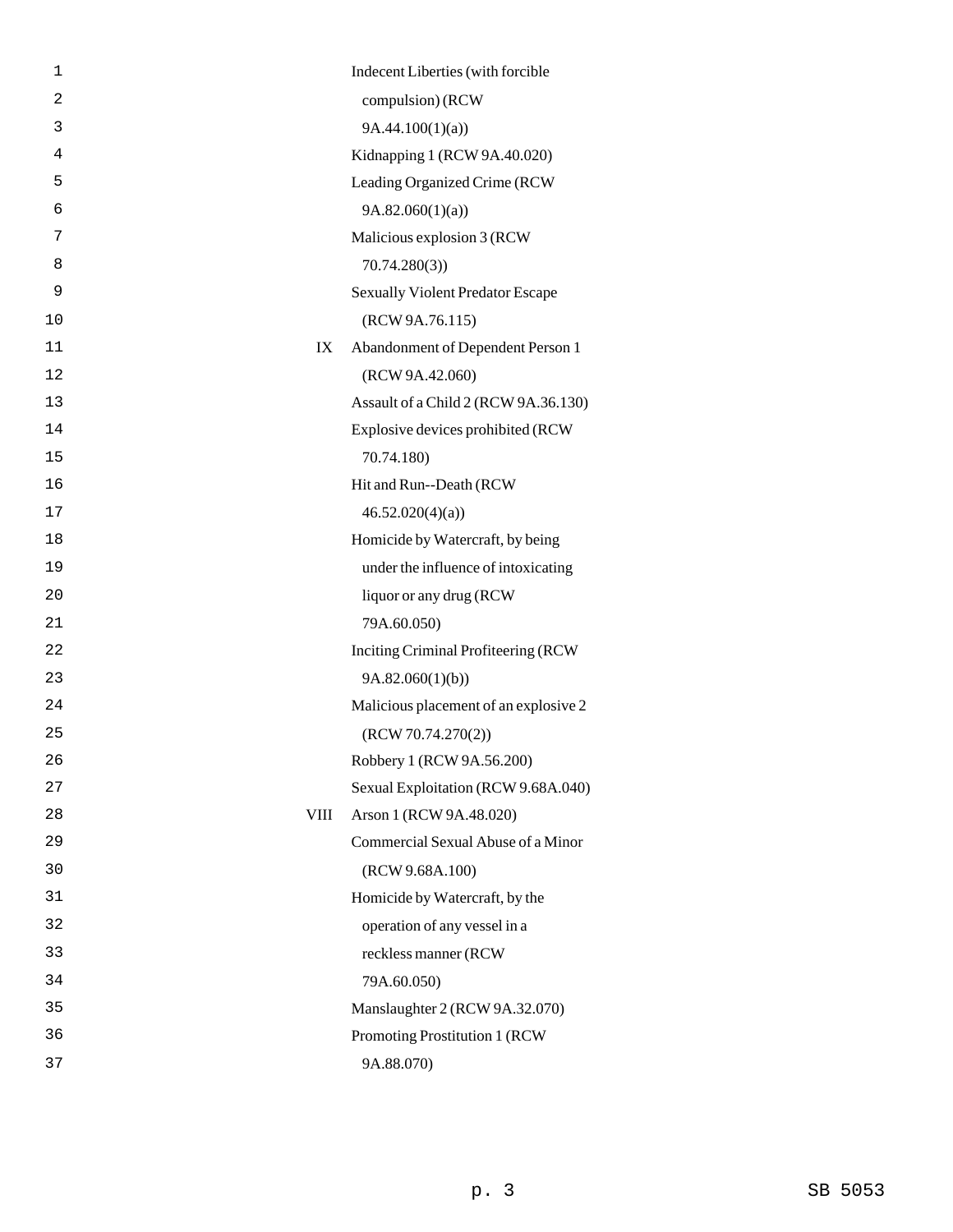| | |
|---|---|
| | Indecent Liberties (with forcible compulsion) (RCW 9A.44.100(1)(a)) |
| | Kidnapping 1 (RCW 9A.40.020) |
| | Leading Organized Crime (RCW 9A.82.060(1)(a)) |
| | Malicious explosion 3 (RCW 70.74.280(3)) |
| | Sexually Violent Predator Escape (RCW 9A.76.115) |
| IX | Abandonment of Dependent Person 1 (RCW 9A.42.060) |
| | Assault of a Child 2 (RCW 9A.36.130) |
| | Explosive devices prohibited (RCW 70.74.180) |
| | Hit and Run--Death (RCW 46.52.020(4)(a)) |
| | Homicide by Watercraft, by being under the influence of intoxicating liquor or any drug (RCW 79A.60.050) |
| | Inciting Criminal Profiteering (RCW 9A.82.060(1)(b)) |
| | Malicious placement of an explosive 2 (RCW 70.74.270(2)) |
| | Robbery 1 (RCW 9A.56.200) |
| | Sexual Exploitation (RCW 9.68A.040) |
| VIII | Arson 1 (RCW 9A.48.020) |
| | Commercial Sexual Abuse of a Minor (RCW 9.68A.100) |
| | Homicide by Watercraft, by the operation of any vessel in a reckless manner (RCW 79A.60.050) |
| | Manslaughter 2 (RCW 9A.32.070) |
| | Promoting Prostitution 1 (RCW 9A.88.070) |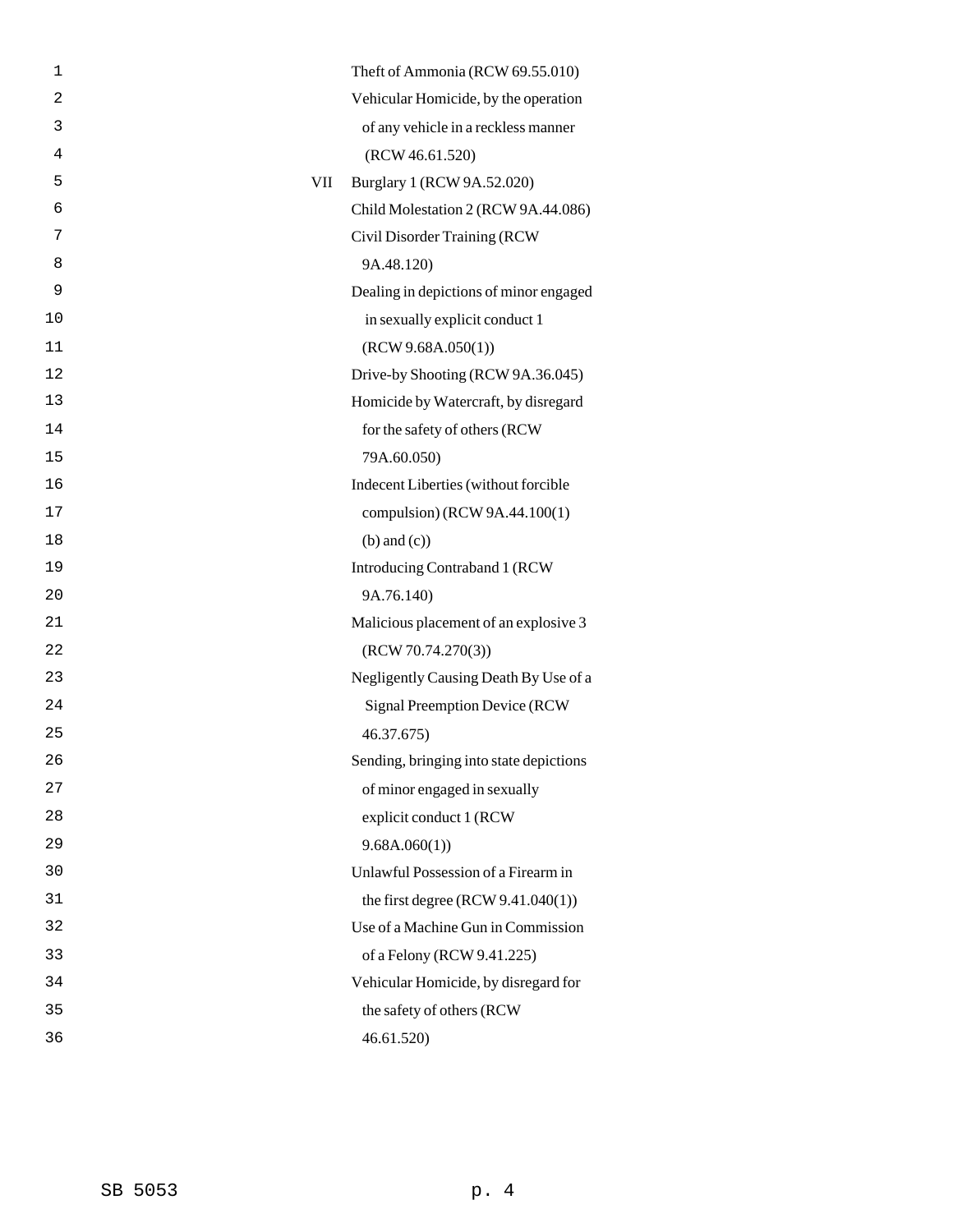Theft of Ammonia (RCW 69.55.010)
Vehicular Homicide, by the operation of any vehicle in a reckless manner (RCW 46.61.520)

VII Burglary 1 (RCW 9A.52.020)
Child Molestation 2 (RCW 9A.44.086)
Civil Disorder Training (RCW 9A.48.120)
Dealing in depictions of minor engaged in sexually explicit conduct 1 (RCW 9.68A.050(1))
Drive-by Shooting (RCW 9A.36.045)
Homicide by Watercraft, by disregard for the safety of others (RCW 79A.60.050)
Indecent Liberties (without forcible compulsion) (RCW 9A.44.100(1) (b) and (c))
Introducing Contraband 1 (RCW 9A.76.140)
Malicious placement of an explosive 3 (RCW 70.74.270(3))
Negligently Causing Death By Use of a Signal Preemption Device (RCW 46.37.675)
Sending, bringing into state depictions of minor engaged in sexually explicit conduct 1 (RCW 9.68A.060(1))
Unlawful Possession of a Firearm in the first degree (RCW 9.41.040(1))
Use of a Machine Gun in Commission of a Felony (RCW 9.41.225)
Vehicular Homicide, by disregard for the safety of others (RCW 46.61.520)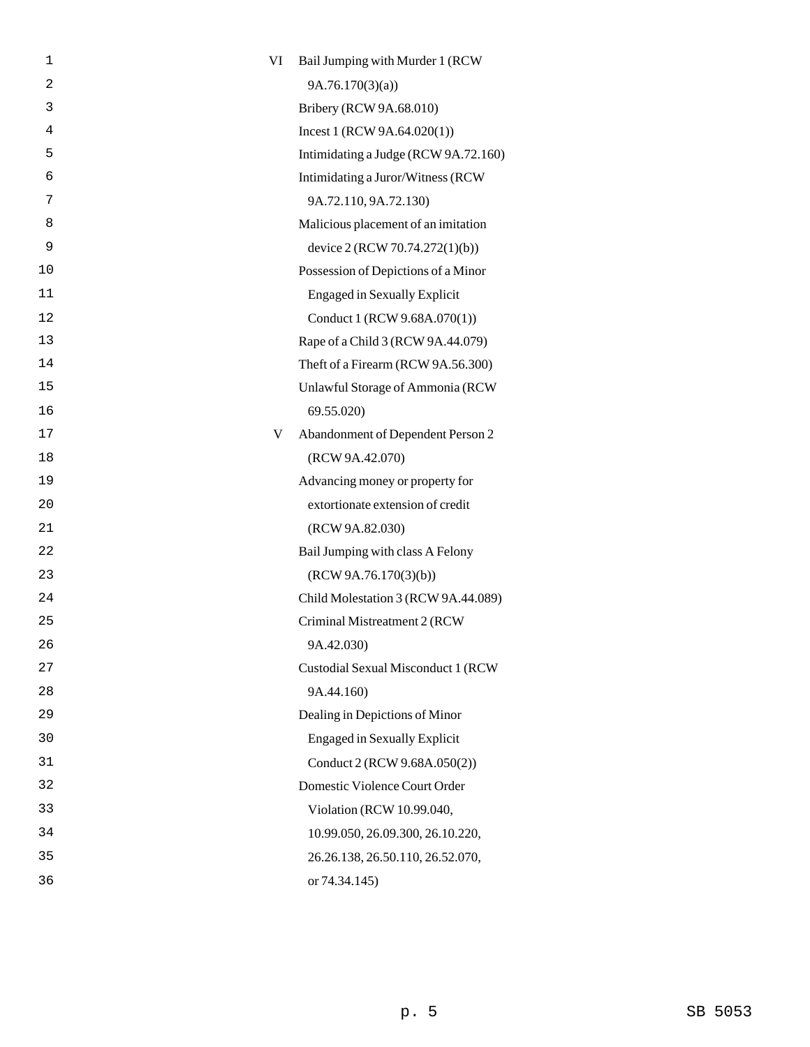| | |
|---|---|
| VI | Bail Jumping with Murder 1 (RCW 9A.76.170(3)(a)) |
| | Bribery (RCW 9A.68.010) |
| | Incest 1 (RCW 9A.64.020(1)) |
| | Intimidating a Judge (RCW 9A.72.160) |
| | Intimidating a Juror/Witness (RCW 9A.72.110, 9A.72.130) |
| | Malicious placement of an imitation device 2 (RCW 70.74.272(1)(b)) |
| | Possession of Depictions of a Minor Engaged in Sexually Explicit Conduct 1 (RCW 9.68A.070(1)) |
| | Rape of a Child 3 (RCW 9A.44.079) |
| | Theft of a Firearm (RCW 9A.56.300) |
| | Unlawful Storage of Ammonia (RCW 69.55.020) |
| V | Abandonment of Dependent Person 2 (RCW 9A.42.070) |
| | Advancing money or property for extortionate extension of credit (RCW 9A.82.030) |
| | Bail Jumping with class A Felony (RCW 9A.76.170(3)(b)) |
| | Child Molestation 3 (RCW 9A.44.089) |
| | Criminal Mistreatment 2 (RCW 9A.42.030) |
| | Custodial Sexual Misconduct 1 (RCW 9A.44.160) |
| | Dealing in Depictions of Minor Engaged in Sexually Explicit Conduct 2 (RCW 9.68A.050(2)) |
| | Domestic Violence Court Order Violation (RCW 10.99.040, 10.99.050, 26.09.300, 26.10.220, 26.26.138, 26.50.110, 26.52.070, or 74.34.145) |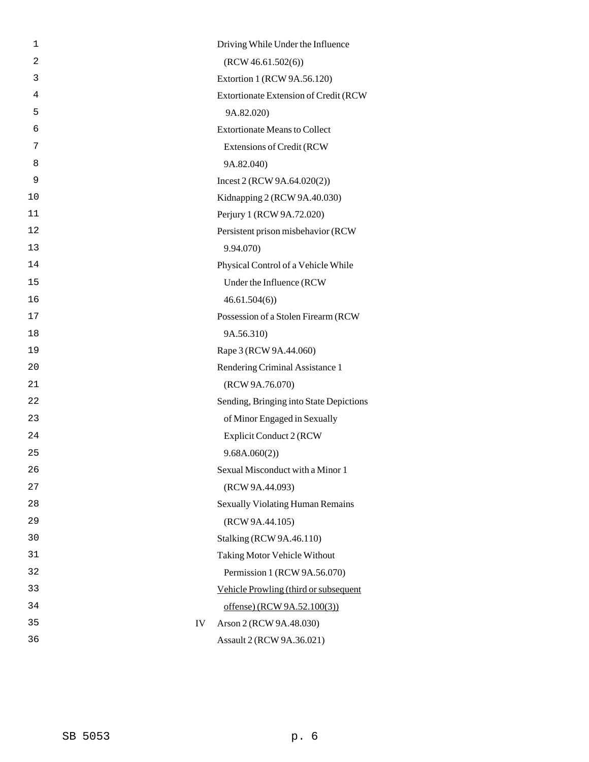Driving While Under the Influence (RCW 46.61.502(6))

Extortion 1 (RCW 9A.56.120)

Extortionate Extension of Credit (RCW 9A.82.020)

Extortionate Means to Collect Extensions of Credit (RCW 9A.82.040)

Incest 2 (RCW 9A.64.020(2))

Kidnapping 2 (RCW 9A.40.030)

Perjury 1 (RCW 9A.72.020)

Persistent prison misbehavior (RCW 9.94.070)

Physical Control of a Vehicle While Under the Influence (RCW 46.61.504(6))

Possession of a Stolen Firearm (RCW 9A.56.310)

Rape 3 (RCW 9A.44.060)

Rendering Criminal Assistance 1 (RCW 9A.76.070)

Sending, Bringing into State Depictions of Minor Engaged in Sexually Explicit Conduct 2 (RCW 9.68A.060(2))

Sexual Misconduct with a Minor 1 (RCW 9A.44.093)

Sexually Violating Human Remains (RCW 9A.44.105)

Stalking (RCW 9A.46.110)

Taking Motor Vehicle Without Permission 1 (RCW 9A.56.070)

<u>Vehicle Prowling (third or subsequent offense) (RCW 9A.52.100(3))</u>

IV Arson 2 (RCW 9A.48.030)

Assault 2 (RCW 9A.36.021)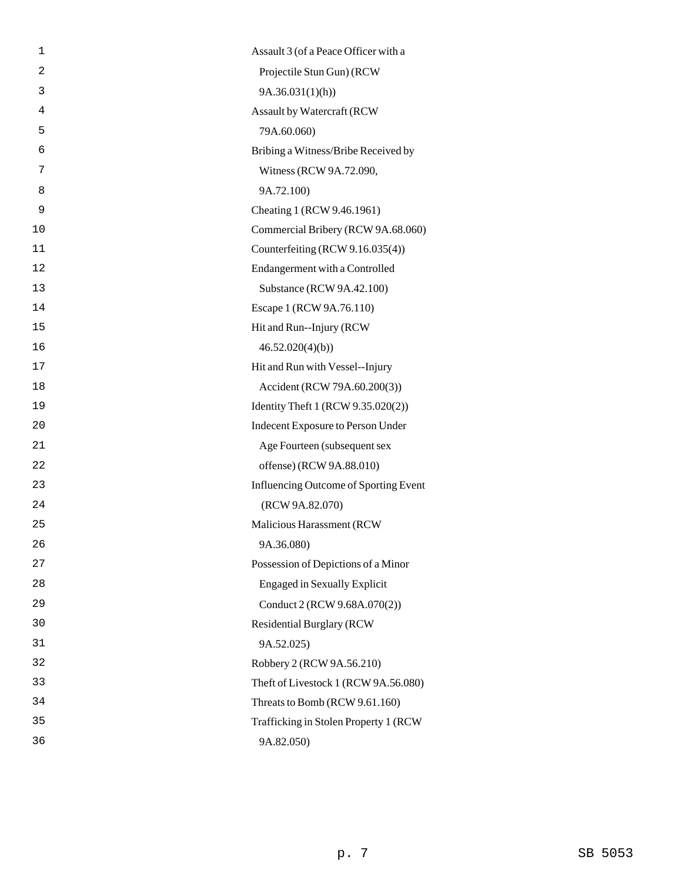Assault 3 (of a Peace Officer with a Projectile Stun Gun) (RCW 9A.36.031(1)(h))

Assault by Watercraft (RCW 79A.60.060)

Bribing a Witness/Bribe Received by Witness (RCW 9A.72.090, 9A.72.100)

Cheating 1 (RCW 9.46.1961)

Commercial Bribery (RCW 9A.68.060)

Counterfeiting (RCW 9.16.035(4))

Endangerment with a Controlled Substance (RCW 9A.42.100)

Escape 1 (RCW 9A.76.110)

Hit and Run--Injury (RCW 46.52.020(4)(b))

Hit and Run with Vessel--Injury Accident (RCW 79A.60.200(3))

Identity Theft 1 (RCW 9.35.020(2))

Indecent Exposure to Person Under Age Fourteen (subsequent sex offense) (RCW 9A.88.010)

Influencing Outcome of Sporting Event (RCW 9A.82.070)

Malicious Harassment (RCW 9A.36.080)

Possession of Depictions of a Minor Engaged in Sexually Explicit Conduct 2 (RCW 9.68A.070(2))

Residential Burglary (RCW 9A.52.025)

Robbery 2 (RCW 9A.56.210)

Theft of Livestock 1 (RCW 9A.56.080)

Threats to Bomb (RCW 9.61.160)

Trafficking in Stolen Property 1 (RCW 9A.82.050)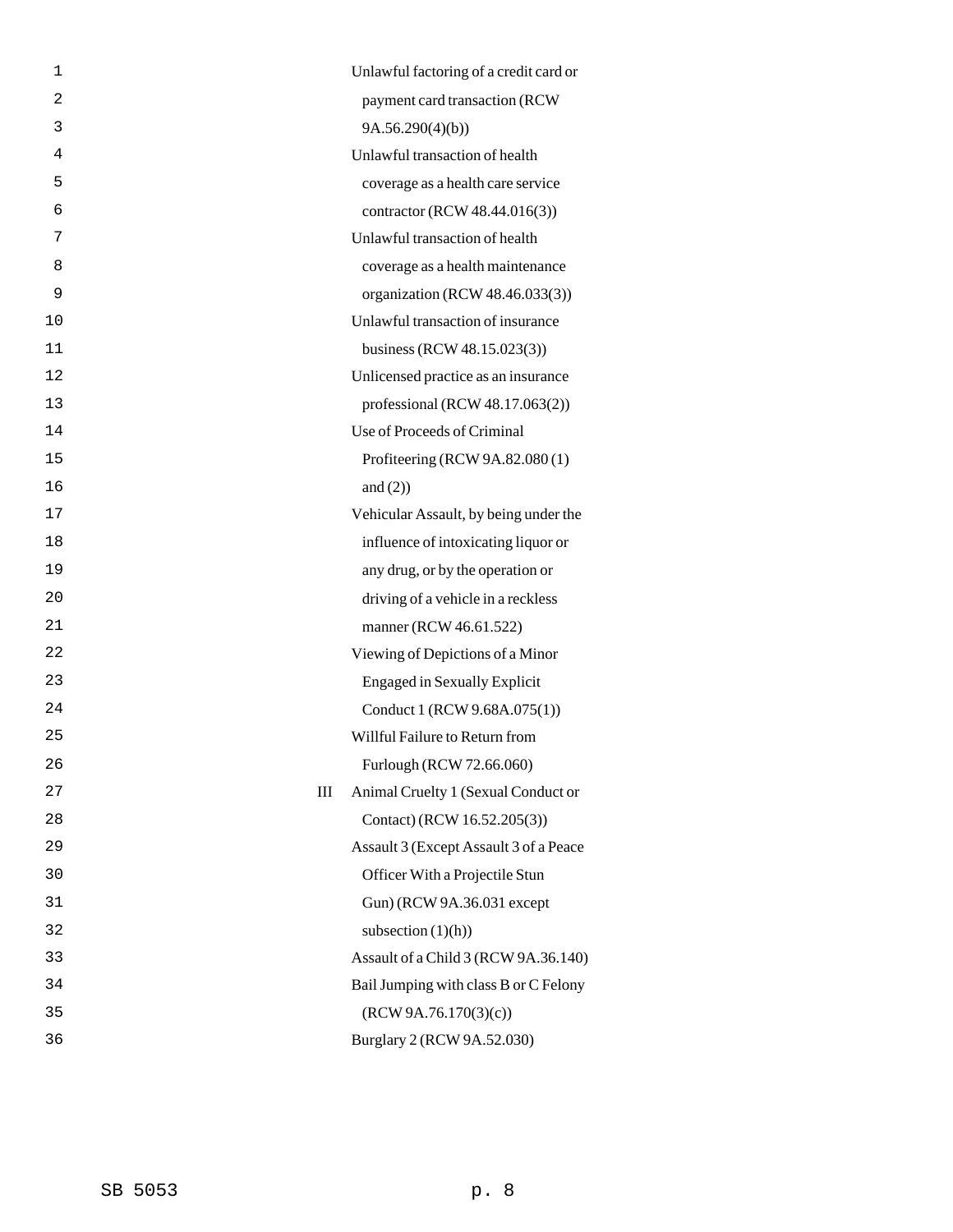| | |
|---|---|
| | Unlawful factoring of a credit card or payment card transaction (RCW 9A.56.290(4)(b)) |
| | Unlawful transaction of health coverage as a health care service contractor (RCW 48.44.016(3)) |
| | Unlawful transaction of health coverage as a health maintenance organization (RCW 48.46.033(3)) |
| | Unlawful transaction of insurance business (RCW 48.15.023(3)) |
| | Unlicensed practice as an insurance professional (RCW 48.17.063(2)) |
| | Use of Proceeds of Criminal Profiteering (RCW 9A.82.080 (1) and (2)) |
| | Vehicular Assault, by being under the influence of intoxicating liquor or any drug, or by the operation or driving of a vehicle in a reckless manner (RCW 46.61.522) |
| | Viewing of Depictions of a Minor Engaged in Sexually Explicit Conduct 1 (RCW 9.68A.075(1)) |
| | Willful Failure to Return from Furlough (RCW 72.66.060) |
| III | Animal Cruelty 1 (Sexual Conduct or Contact) (RCW 16.52.205(3)) |
| | Assault 3 (Except Assault 3 of a Peace Officer With a Projectile Stun Gun) (RCW 9A.36.031 except subsection (1)(h)) |
| | Assault of a Child 3 (RCW 9A.36.140) |
| | Bail Jumping with class B or C Felony (RCW 9A.76.170(3)(c)) |
| | Burglary 2 (RCW 9A.52.030) |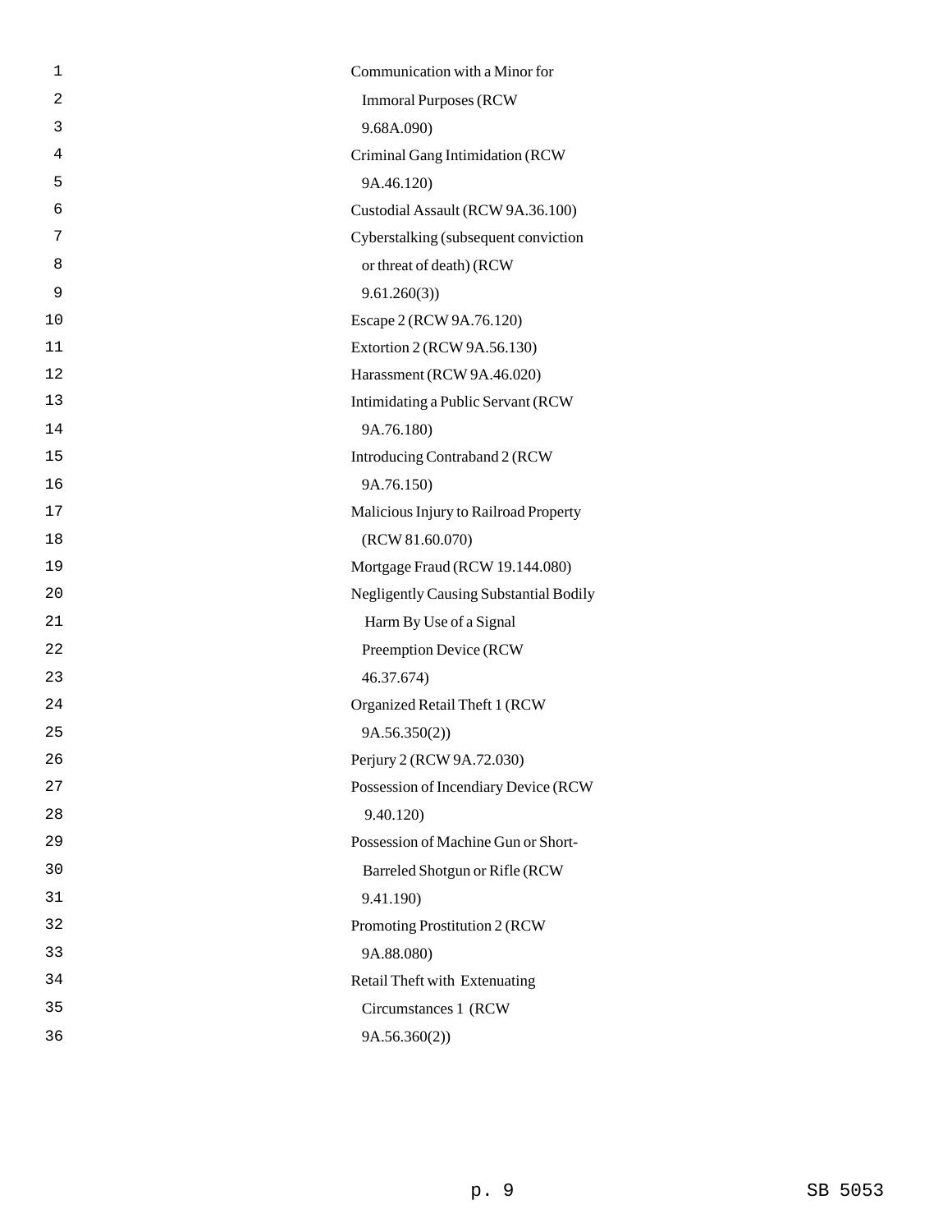Communication with a Minor for Immoral Purposes (RCW 9.68A.090)

Criminal Gang Intimidation (RCW 9A.46.120)

Custodial Assault (RCW 9A.36.100)

Cyberstalking (subsequent conviction or threat of death) (RCW 9.61.260(3))

Escape 2 (RCW 9A.76.120)

Extortion 2 (RCW 9A.56.130)

Harassment (RCW 9A.46.020)

Intimidating a Public Servant (RCW 9A.76.180)

Introducing Contraband 2 (RCW 9A.76.150)

Malicious Injury to Railroad Property (RCW 81.60.070)

Mortgage Fraud (RCW 19.144.080)

Negligently Causing Substantial Bodily Harm By Use of a Signal Preemption Device (RCW 46.37.674)

Organized Retail Theft 1 (RCW 9A.56.350(2))

Perjury 2 (RCW 9A.72.030)

Possession of Incendiary Device (RCW 9.40.120)

Possession of Machine Gun or Short-Barreled Shotgun or Rifle (RCW 9.41.190)

Promoting Prostitution 2 (RCW 9A.88.080)

Retail Theft with Extenuating Circumstances 1 (RCW 9A.56.360(2))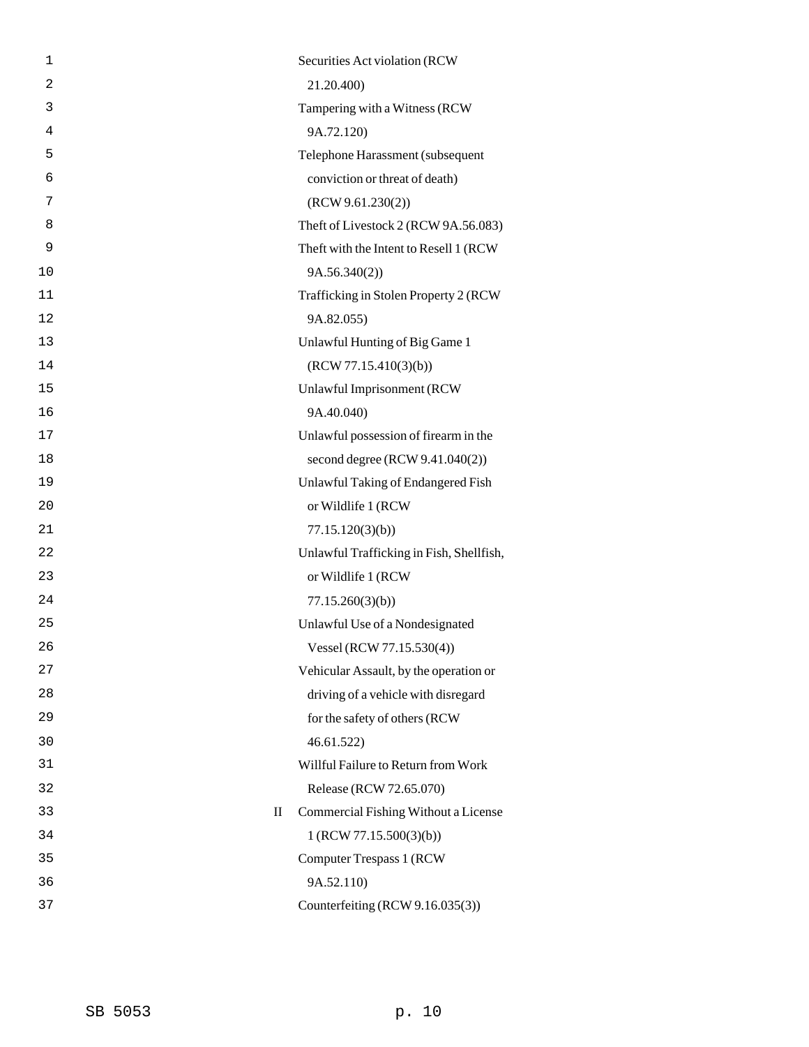| | |
|---|---|
| | Securities Act violation (RCW 21.20.400) |
| | Tampering with a Witness (RCW 9A.72.120) |
| | Telephone Harassment (subsequent conviction or threat of death) (RCW 9.61.230(2)) |
| | Theft of Livestock 2 (RCW 9A.56.083) |
| | Theft with the Intent to Resell 1 (RCW 9A.56.340(2)) |
| | Trafficking in Stolen Property 2 (RCW 9A.82.055) |
| | Unlawful Hunting of Big Game 1 (RCW 77.15.410(3)(b)) |
| | Unlawful Imprisonment (RCW 9A.40.040) |
| | Unlawful possession of firearm in the second degree (RCW 9.41.040(2)) |
| | Unlawful Taking of Endangered Fish or Wildlife 1 (RCW 77.15.120(3)(b)) |
| | Unlawful Trafficking in Fish, Shellfish, or Wildlife 1 (RCW 77.15.260(3)(b)) |
| | Unlawful Use of a Nondesignated Vessel (RCW 77.15.530(4)) |
| | Vehicular Assault, by the operation or driving of a vehicle with disregard for the safety of others (RCW 46.61.522) |
| | Willful Failure to Return from Work Release (RCW 72.65.070) |
| II | Commercial Fishing Without a License 1 (RCW 77.15.500(3)(b)) |
| | Computer Trespass 1 (RCW 9A.52.110) |
| | Counterfeiting (RCW 9.16.035(3)) |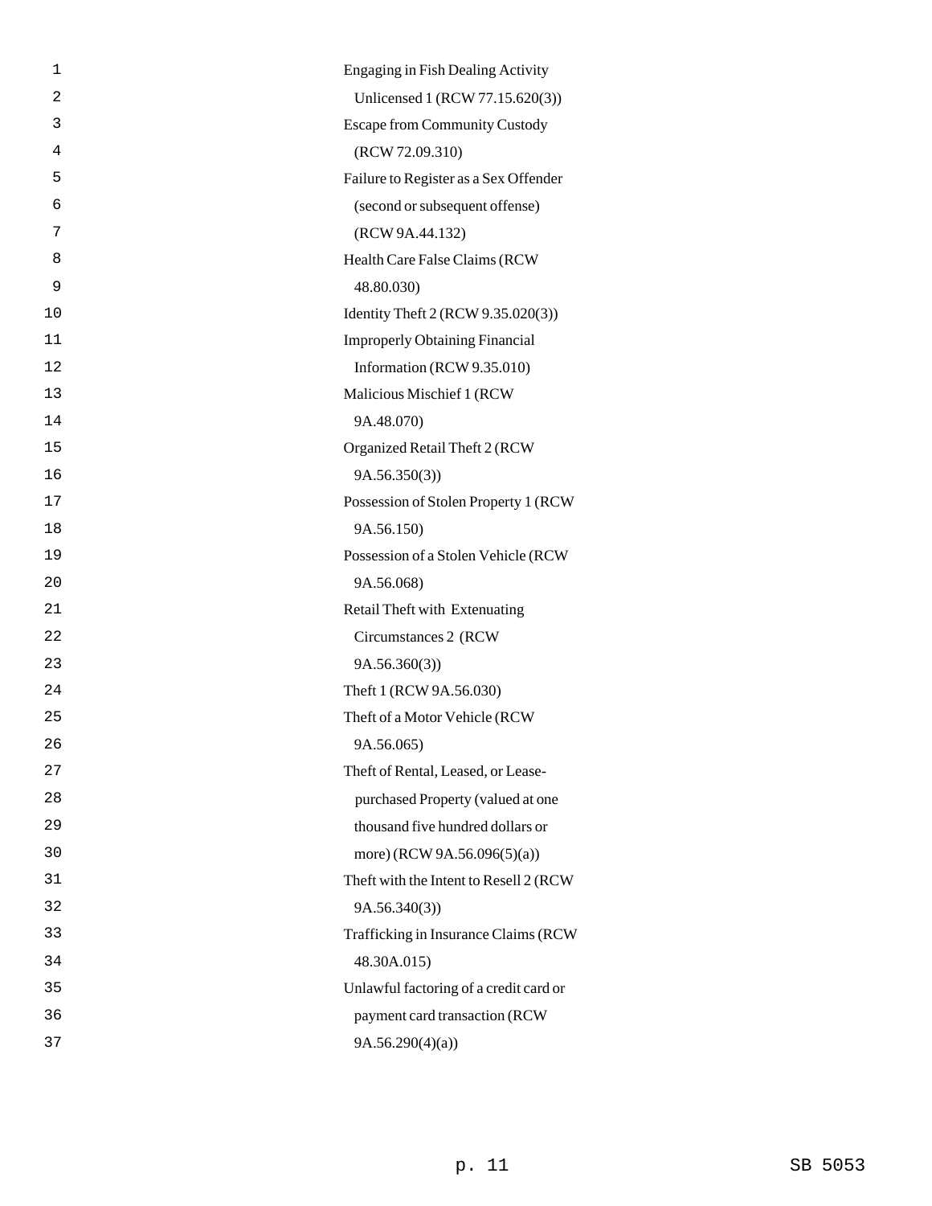Engaging in Fish Dealing Activity Unlicensed 1 (RCW 77.15.620(3))

Escape from Community Custody (RCW 72.09.310)

Failure to Register as a Sex Offender (second or subsequent offense) (RCW 9A.44.132)

Health Care False Claims (RCW 48.80.030)

Identity Theft 2 (RCW 9.35.020(3))

Improperly Obtaining Financial Information (RCW 9.35.010)

Malicious Mischief 1 (RCW 9A.48.070)

Organized Retail Theft 2 (RCW 9A.56.350(3))

Possession of Stolen Property 1 (RCW 9A.56.150)

Possession of a Stolen Vehicle (RCW 9A.56.068)

Retail Theft with Extenuating Circumstances 2 (RCW 9A.56.360(3))

Theft 1 (RCW 9A.56.030)

Theft of a Motor Vehicle (RCW 9A.56.065)

Theft of Rental, Leased, or Lease-purchased Property (valued at one thousand five hundred dollars or more) (RCW 9A.56.096(5)(a))

Theft with the Intent to Resell 2 (RCW 9A.56.340(3))

Trafficking in Insurance Claims (RCW 48.30A.015)

Unlawful factoring of a credit card or payment card transaction (RCW 9A.56.290(4)(a))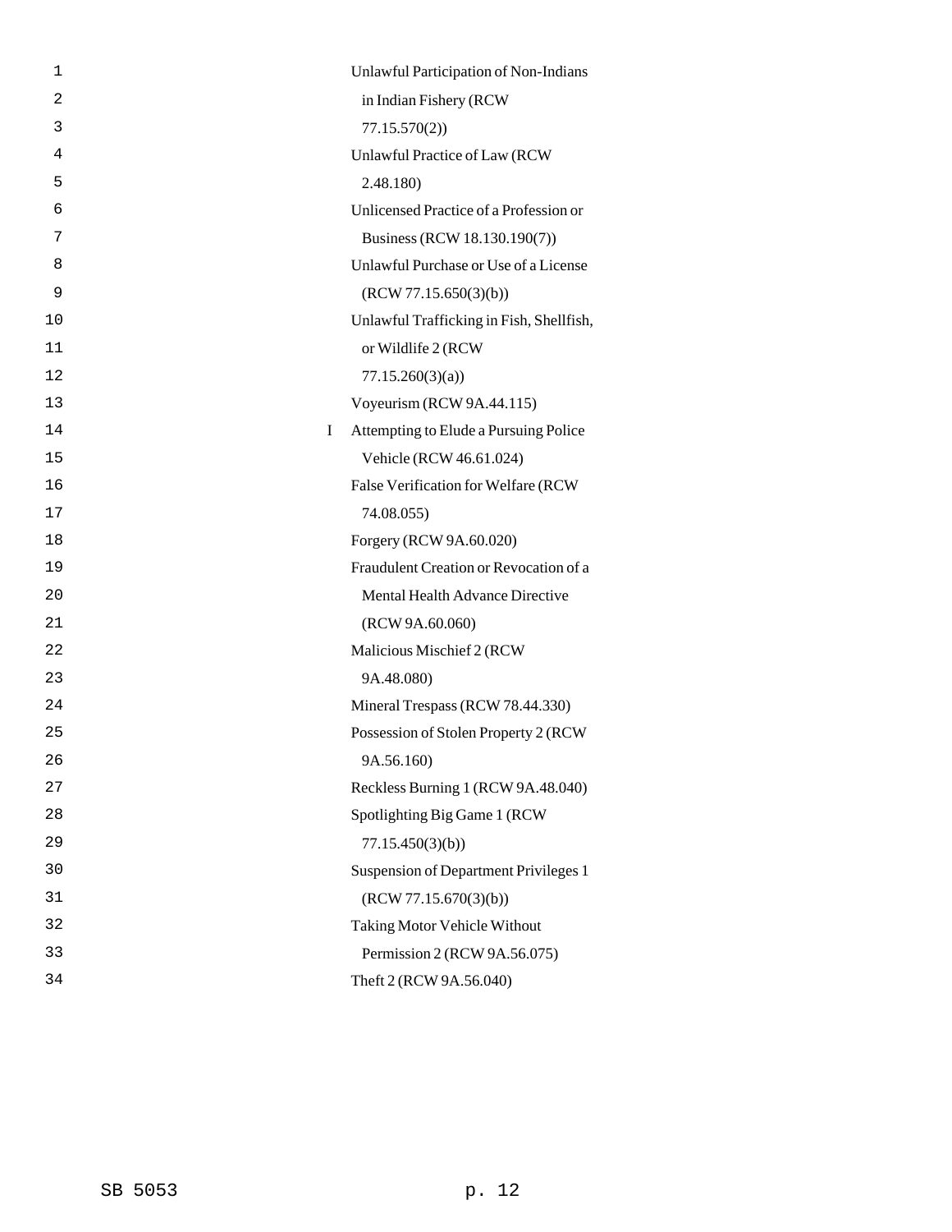Unlawful Participation of Non-Indians in Indian Fishery (RCW 77.15.570(2))

Unlawful Practice of Law (RCW 2.48.180)

Unlicensed Practice of a Profession or Business (RCW 18.130.190(7))

Unlawful Purchase or Use of a License (RCW 77.15.650(3)(b))

Unlawful Trafficking in Fish, Shellfish, or Wildlife 2 (RCW 77.15.260(3)(a))

Voyeurism (RCW 9A.44.115)

I Attempting to Elude a Pursuing Police Vehicle (RCW 46.61.024)

False Verification for Welfare (RCW 74.08.055)

Forgery (RCW 9A.60.020)

Fraudulent Creation or Revocation of a Mental Health Advance Directive (RCW 9A.60.060)

Malicious Mischief 2 (RCW 9A.48.080)

Mineral Trespass (RCW 78.44.330)

Possession of Stolen Property 2 (RCW 9A.56.160)

Reckless Burning 1 (RCW 9A.48.040)

Spotlighting Big Game 1 (RCW 77.15.450(3)(b))

Suspension of Department Privileges 1 (RCW 77.15.670(3)(b))

Taking Motor Vehicle Without Permission 2 (RCW 9A.56.075)

Theft 2 (RCW 9A.56.040)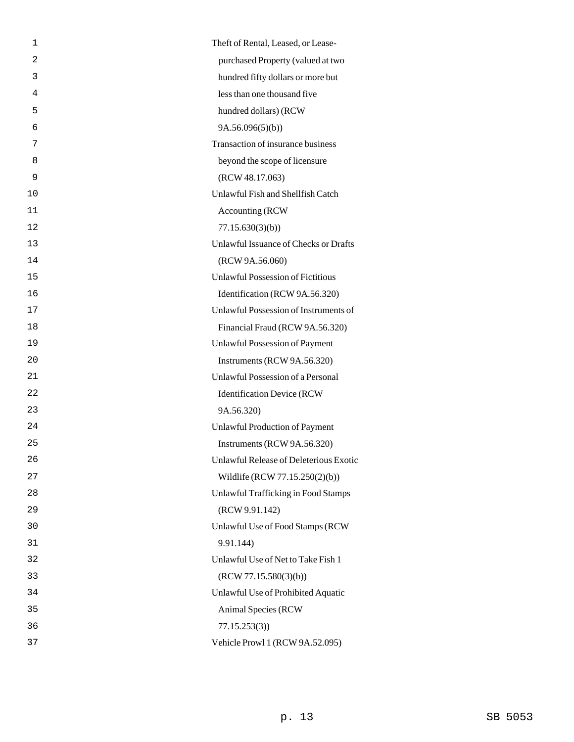Theft of Rental, Leased, or Lease-purchased Property (valued at two hundred fifty dollars or more but less than one thousand five hundred dollars) (RCW 9A.56.096(5)(b))

Transaction of insurance business beyond the scope of licensure (RCW 48.17.063)

Unlawful Fish and Shellfish Catch Accounting (RCW 77.15.630(3)(b))

Unlawful Issuance of Checks or Drafts (RCW 9A.56.060)

Unlawful Possession of Fictitious Identification (RCW 9A.56.320)

Unlawful Possession of Instruments of Financial Fraud (RCW 9A.56.320)

Unlawful Possession of Payment Instruments (RCW 9A.56.320)

Unlawful Possession of a Personal Identification Device (RCW 9A.56.320)

Unlawful Production of Payment Instruments (RCW 9A.56.320)

Unlawful Release of Deleterious Exotic Wildlife (RCW 77.15.250(2)(b))

Unlawful Trafficking in Food Stamps (RCW 9.91.142)

Unlawful Use of Food Stamps (RCW 9.91.144)

Unlawful Use of Net to Take Fish 1 (RCW 77.15.580(3)(b))

Unlawful Use of Prohibited Aquatic Animal Species (RCW 77.15.253(3))

Vehicle Prowl 1 (RCW 9A.52.095)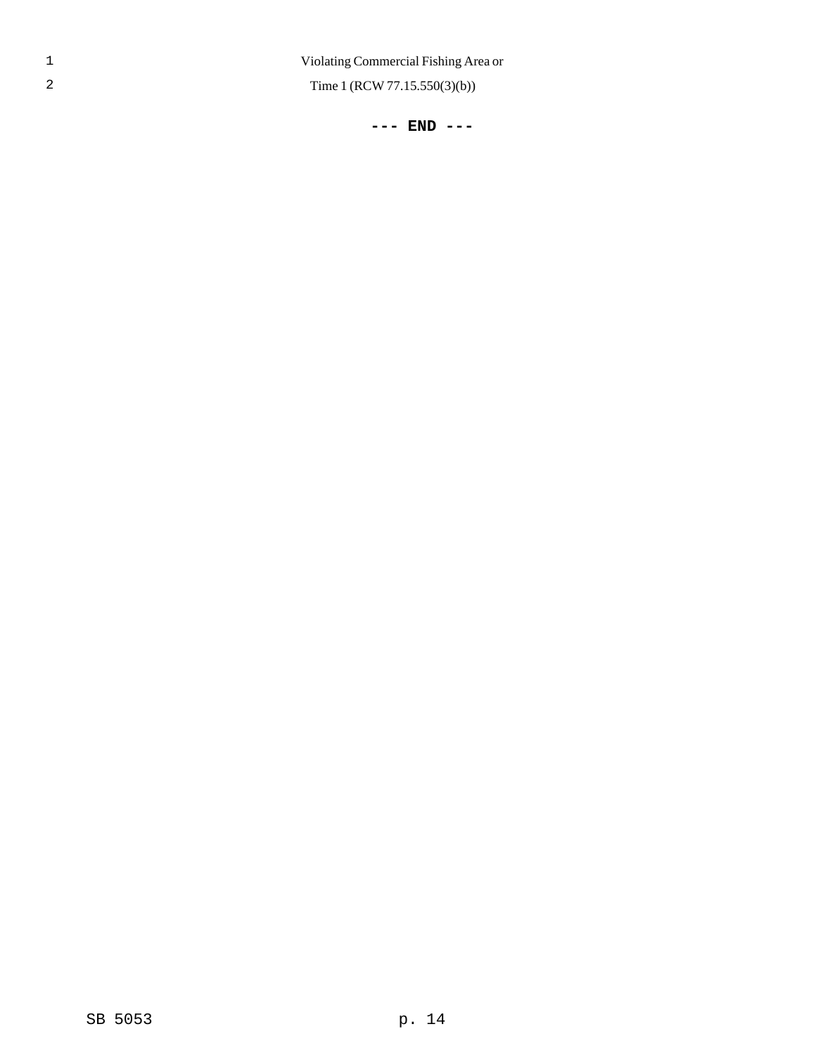Violating Commercial Fishing Area or Time 1 (RCW 77.15.550(3)(b))

**--- END ---**